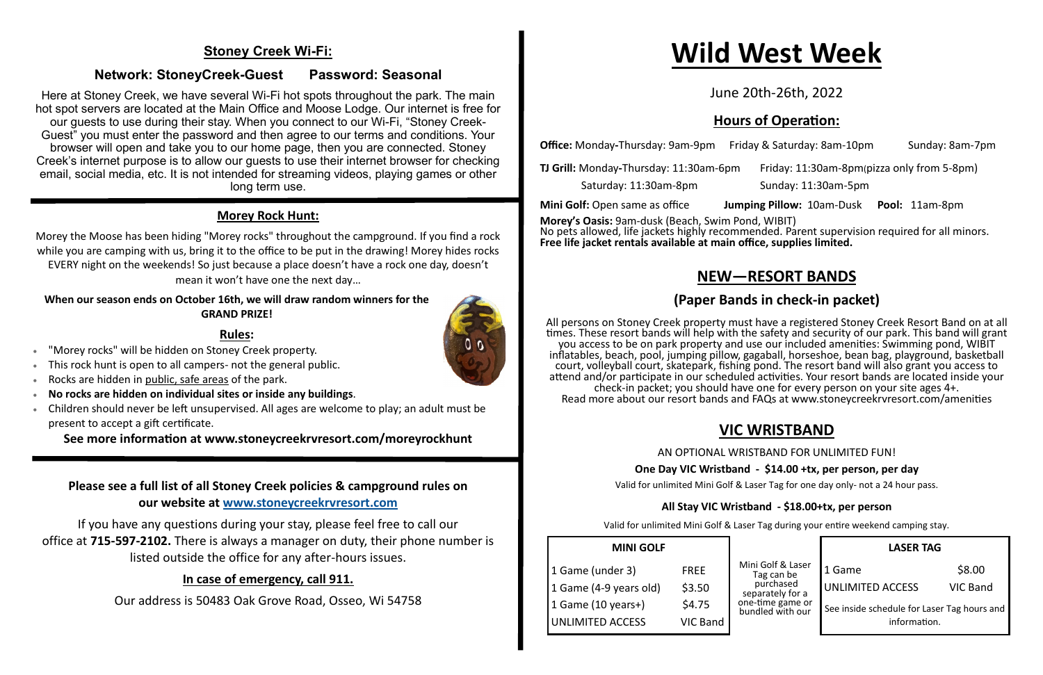## Stoney Creek Wi-Fi:

**Network: StoneyCreek-Guest    Password: Seasonal**

Here at Stoney Creek, we have several Wi-Fi hot spots throughout the park. The main hot spot servers are located at the Main Office and Moose Lodge. Our internet is free for our guests to use during their stay. When you connect to our Wi-Fi, "Stoney Creek-Guest" you must enter the password and then agree to our terms and conditions. Your browser will open and take you to our home page, then you are connected. Stoney Creek's internet purpose is to allow our guests to use their internet browser for checking email, social media, etc. It is not intended for streaming videos, playing games or other long term use.

### Morey Rock Hunt:

Morey the Moose has been hiding "Morey rocks" throughout the campground. If you find a rock while you are camping with us, bring it to the office to be put in the drawing! Morey hides rocks EVERY night on the weekends! So just because a place doesn't have a rock one day, doesn't mean it won't have one the next day…

**When our season ends on October 16th, we will draw random winners for the GRAND PRIZE!**

**Rules:**

- "Morey rocks" will be hidden on Stoney Creek property.
- This rock hunt is open to all campers- not the general public.
- Rocks are hidden in public, safe areas of the park.
- **No rocks are hidden on individual sites or inside any buildings**.
- Children should never be left unsupervised. All ages are welcome to play; an adult must be present to accept a gift certificate.

**See more information at www.stoneycreekrvresort.com/moreyrockhunt**

**Please see a full list of all Stoney Creek policies & campground rules on our website at www.stoneycreekrvresort.com**

If you have any questions during your stay, please feel free to call our office at **715-597-2102.** There is always a manager on duty, their phone number is listed outside the office for any after-hours issues.

**In case of emergency, call 911.**

Our address is 50483 Oak Grove Road, Osseo, Wi 54758

# Wild West Week

June 20th-26th, 2022

## Hours of Operation:

**Office:** Monday-Thursday: 9am-9pm    Friday & Saturday: 8am-10pm    Sunday: 8am-7pm

**TJ Grill:** Monday-Thursday: 11:30am-6pm    Friday: 11:30am-8pm(pizza only from 5-8pm)
Saturday: 11:30am-8pm    Sunday: 11:30am-5pm

**Mini Golf:** Open same as office    **Jumping Pillow:** 10am-Dusk    **Pool:** 11am-8pm

**Morey's Oasis:** 9am-dusk (Beach, Swim Pond, WIBIT)
No pets allowed, life jackets highly recommended. Parent supervision required for all minors.
**Free life jacket rentals available at main office, supplies limited.**

## NEW—RESORT BANDS

### (Paper Bands in check-in packet)

All persons on Stoney Creek property must have a registered Stoney Creek Resort Band on at all times. These resort bands will help with the safety and security of our park. This band will grant you access to be on park property and use our included amenities: Swimming pond, WIBIT inflatables, beach, pool, jumping pillow, gagaball, horseshoe, bean bag, playground, basketball court, volleyball court, skatepark, fishing pond. The resort band will also grant you access to attend and/or participate in our scheduled activities. Your resort bands are located inside your check-in packet; you should have one for every person on your site ages 4+.
Read more about our resort bands and FAQs at www.stoneycreekrvresort.com/amenities

## VIC WRISTBAND

AN OPTIONAL WRISTBAND FOR UNLIMITED FUN!

**One Day VIC Wristband - $14.00 +tx, per person, per day**

Valid for unlimited Mini Golf & Laser Tag for one day only- not a 24 hour pass.

**All Stay VIC Wristband - $18.00+tx, per person**

Valid for unlimited Mini Golf & Laser Tag during your entire weekend camping stay.

| MINI GOLF | |
|---|---|
| 1 Game (under 3) | FREE |
| 1 Game (4-9 years old) | $3.50 |
| 1 Game (10 years+) | $4.75 |
| UNLIMITED ACCESS | VIC Band |

Mini Golf & Laser Tag can be purchased separately for a one-time game or bundled with our

| LASER TAG | |
|---|---|
| 1 Game | $8.00 |
| UNLIMITED ACCESS | VIC Band |
| See inside schedule for Laser Tag hours and information. | |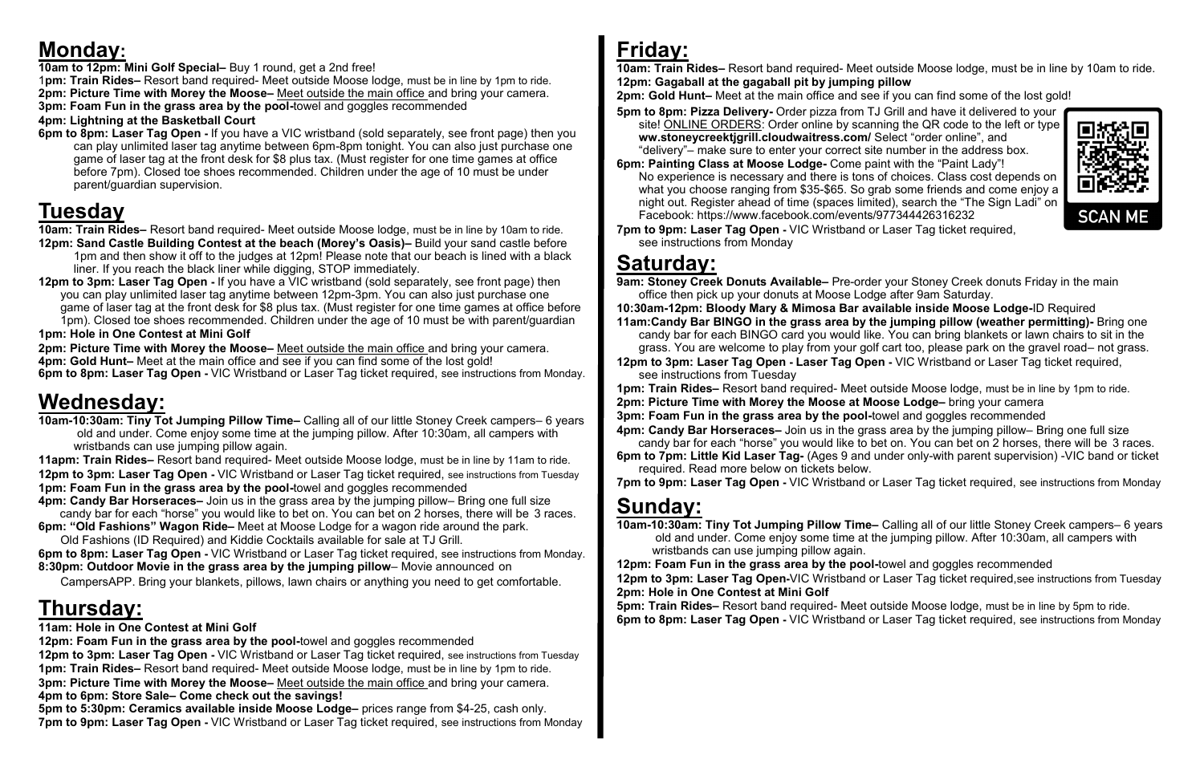# Monday:

**10am to 12pm: Mini Golf Special–** Buy 1 round, get a 2nd free!

1**pm: Train Rides–** Resort band required- Meet outside Moose lodge, must be in line by 1pm to ride.

**2pm: Picture Time with Morey the Moose–** Meet outside the main office and bring your camera.

**3pm: Foam Fun in the grass area by the pool-**towel and goggles recommended

**4pm: Lightning at the Basketball Court**

**6pm to 8pm: Laser Tag Open -** If you have a VIC wristband (sold separately, see front page) then you can play unlimited laser tag anytime between 6pm-8pm tonight. You can also just purchase one game of laser tag at the front desk for $8 plus tax. (Must register for one time games at office before 7pm). Closed toe shoes recommended. Children under the age of 10 must be under parent/guardian supervision.

# Tuesday

**10am: Train Rides–** Resort band required- Meet outside Moose lodge, must be in line by 10am to ride.

**12pm: Sand Castle Building Contest at the beach (Morey's Oasis)–** Build your sand castle before 1pm and then show it off to the judges at 12pm! Please note that our beach is lined with a black liner. If you reach the black liner while digging, STOP immediately.

**12pm to 3pm: Laser Tag Open -** If you have a VIC wristband (sold separately, see front page) then you can play unlimited laser tag anytime between 12pm-3pm. You can also just purchase one game of laser tag at the front desk for $8 plus tax. (Must register for one time games at office before 1pm). Closed toe shoes recommended. Children under the age of 10 must be with parent/guardian

**1pm: Hole in One Contest at Mini Golf**

**2pm: Picture Time with Morey the Moose–** Meet outside the main office and bring your camera.

**4pm: Gold Hunt–** Meet at the main office and see if you can find some of the lost gold!

**6pm to 8pm: Laser Tag Open -** VIC Wristband or Laser Tag ticket required, see instructions from Monday.

# Wednesday:

**10am-10:30am: Tiny Tot Jumping Pillow Time–** Calling all of our little Stoney Creek campers– 6 years old and under. Come enjoy some time at the jumping pillow. After 10:30am, all campers with wristbands can use jumping pillow again.

**11apm: Train Rides–** Resort band required- Meet outside Moose lodge, must be in line by 11am to ride.

**12pm to 3pm: Laser Tag Open -** VIC Wristband or Laser Tag ticket required, see instructions from Tuesday

**1pm: Foam Fun in the grass area by the pool-**towel and goggles recommended

**4pm: Candy Bar Horseraces–** Join us in the grass area by the jumping pillow– Bring one full size candy bar for each "horse" you would like to bet on. You can bet on 2 horses, there will be 3 races.

**6pm: "Old Fashions" Wagon Ride–** Meet at Moose Lodge for a wagon ride around the park. Old Fashions (ID Required) and Kiddie Cocktails available for sale at TJ Grill.

**6pm to 8pm: Laser Tag Open -** VIC Wristband or Laser Tag ticket required, see instructions from Monday.

**8:30pm: Outdoor Movie in the grass area by the jumping pillow**– Movie announced on CampersAPP. Bring your blankets, pillows, lawn chairs or anything you need to get comfortable.

# Thursday:

**11am: Hole in One Contest at Mini Golf**

**12pm: Foam Fun in the grass area by the pool-**towel and goggles recommended

**12pm to 3pm: Laser Tag Open -** VIC Wristband or Laser Tag ticket required, see instructions from Tuesday

**1pm: Train Rides–** Resort band required- Meet outside Moose lodge, must be in line by 1pm to ride.

**3pm: Picture Time with Morey the Moose–** Meet outside the main office and bring your camera.

**4pm to 6pm: Store Sale– Come check out the savings!**

**5pm to 5:30pm: Ceramics available inside Moose Lodge–** prices range from $4-25, cash only.

**7pm to 9pm: Laser Tag Open -** VIC Wristband or Laser Tag ticket required, see instructions from Monday

# Friday:

**10am: Train Rides–** Resort band required- Meet outside Moose lodge, must be in line by 10am to ride.

**12pm: Gagaball at the gagaball pit by jumping pillow**

**2pm: Gold Hunt–** Meet at the main office and see if you can find some of the lost gold!

**5pm to 8pm: Pizza Delivery-** Order pizza from TJ Grill and have it delivered to your site! ONLINE ORDERS: Order online by scanning the QR code to the left or type **ww.stoneycreektjgrill.cloudwaitress.com/** Select "order online", and "delivery"– make sure to enter your correct site number in the address box.

SCAN ME

**6pm: Painting Class at Moose Lodge-** Come paint with the "Paint Ladi"! No experience is necessary and there is tons of choices. Class cost depends on what you choose ranging from $35-$65. So grab some friends and come enjoy a night out. Register ahead of time (spaces limited), search the "The Sign Ladi" on Facebook: https://www.facebook.com/events/977344426316232

**7pm to 9pm: Laser Tag Open -** VIC Wristband or Laser Tag ticket required, see instructions from Monday

# Saturday:

**9am: Stoney Creek Donuts Available–** Pre-order your Stoney Creek donuts Friday in the main office then pick up your donuts at Moose Lodge after 9am Saturday.

**10:30am-12pm: Bloody Mary & Mimosa Bar available inside Moose Lodge-**ID Required

**11am:Candy Bar BINGO in the grass area by the jumping pillow (weather permitting)-** Bring one candy bar for each BINGO card you would like. You can bring blankets or lawn chairs to sit in the grass. You are welcome to play from your golf cart too, please park on the gravel road– not grass.

**12pm to 3pm: Laser Tag Open - Laser Tag Open -** VIC Wristband or Laser Tag ticket required, see instructions from Tuesday

**1pm: Train Rides–** Resort band required- Meet outside Moose lodge, must be in line by 1pm to ride.

**2pm: Picture Time with Morey the Moose at Moose Lodge–** bring your camera

**3pm: Foam Fun in the grass area by the pool-**towel and goggles recommended

**4pm: Candy Bar Horseraces–** Join us in the grass area by the jumping pillow– Bring one full size candy bar for each "horse" you would like to bet on. You can bet on 2 horses, there will be 3 races.

**6pm to 7pm: Little Kid Laser Tag-** (Ages 9 and under only-with parent supervision) -VIC band or ticket required. Read more below on tickets below.

**7pm to 9pm: Laser Tag Open -** VIC Wristband or Laser Tag ticket required, see instructions from Monday

# Sunday:

**10am-10:30am: Tiny Tot Jumping Pillow Time–** Calling all of our little Stoney Creek campers– 6 years old and under. Come enjoy some time at the jumping pillow. After 10:30am, all campers with wristbands can use jumping pillow again.

**12pm: Foam Fun in the grass area by the pool-**towel and goggles recommended

**12pm to 3pm: Laser Tag Open-**VIC Wristband or Laser Tag ticket required,see instructions from Tuesday

**2pm: Hole in One Contest at Mini Golf**

**5pm: Train Rides–** Resort band required- Meet outside Moose lodge, must be in line by 5pm to ride.

**6pm to 8pm: Laser Tag Open -** VIC Wristband or Laser Tag ticket required, see instructions from Monday